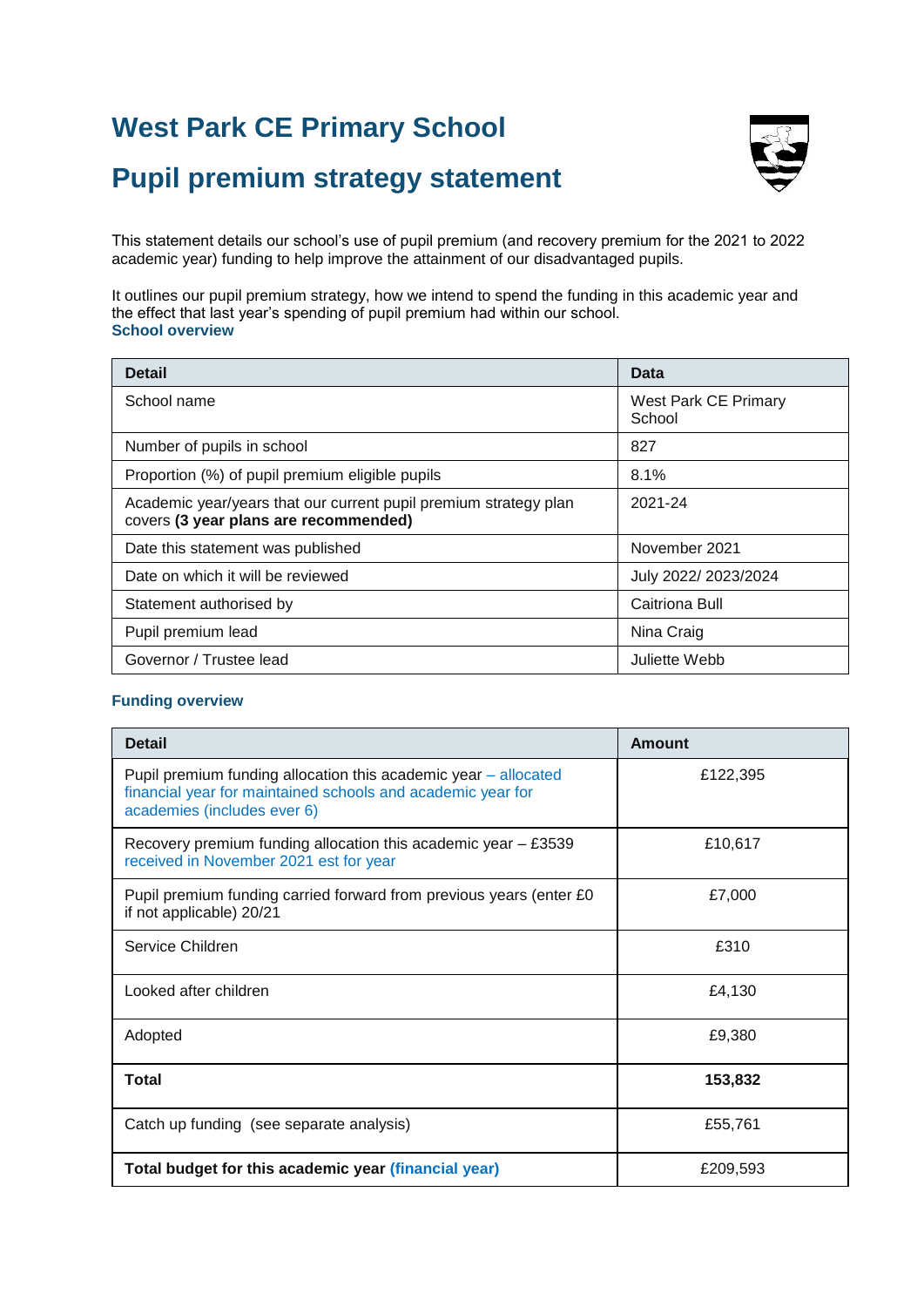# West Park CE Primary School

# Pupil premium strategy statement

This statement details our school's use of pupil premium (and recovery premium for the 2021 to 2022 academic year) funding to help improve the attainment of our disadvantaged pupils.

It outlines our pupil premium strategy, how we intend to spend the funding in this academic year and the effect that last year's spending of pupil premium had within our school.

## School overview

| Detail | Data |
|---|---|
| School name | West Park CE Primary School |
| Number of pupils in school | 827 |
| Proportion (%) of pupil premium eligible pupils | 8.1% |
| Academic year/years that our current pupil premium strategy plan covers **(3 year plans are recommended)** | 2021-24 |
| Date this statement was published | November 2021 |
| Date on which it will be reviewed | July 2022/ 2023/2024 |
| Statement authorised by | Caitriona Bull |
| Pupil premium lead | Nina Craig |
| Governor / Trustee lead | Juliette Webb |

## Funding overview

| Detail | Amount |
|---|---|
| Pupil premium funding allocation this academic year – allocated financial year for maintained schools and academic year for academies (includes ever 6) | £122,395 |
| Recovery premium funding allocation this academic year – £3539 received in November 2021 est for year | £10,617 |
| Pupil premium funding carried forward from previous years (enter £0 if not applicable) 20/21 | £7,000 |
| Service Children | £310 |
| Looked after children | £4,130 |
| Adopted | £9,380 |
| **Total** | **153,832** |
| Catch up funding (see separate analysis) | £55,761 |
| **Total budget for this academic year (financial year)** | £209,593 |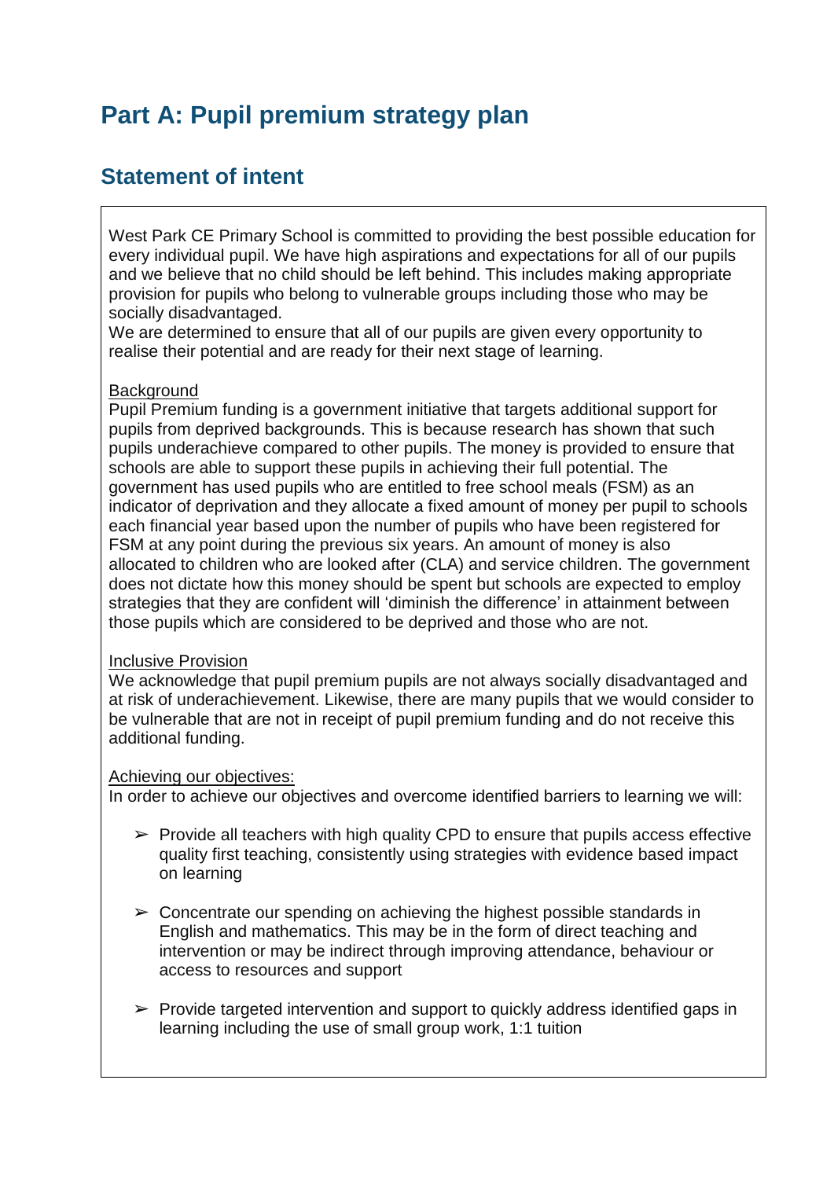# Part A: Pupil premium strategy plan

## Statement of intent

West Park CE Primary School is committed to providing the best possible education for every individual pupil. We have high aspirations and expectations for all of our pupils and we believe that no child should be left behind. This includes making appropriate provision for pupils who belong to vulnerable groups including those who may be socially disadvantaged.

We are determined to ensure that all of our pupils are given every opportunity to realise their potential and are ready for their next stage of learning.

<u>Background</u>

Pupil Premium funding is a government initiative that targets additional support for pupils from deprived backgrounds. This is because research has shown that such pupils underachieve compared to other pupils. The money is provided to ensure that schools are able to support these pupils in achieving their full potential. The government has used pupils who are entitled to free school meals (FSM) as an indicator of deprivation and they allocate a fixed amount of money per pupil to schools each financial year based upon the number of pupils who have been registered for FSM at any point during the previous six years. An amount of money is also allocated to children who are looked after (CLA) and service children. The government does not dictate how this money should be spent but schools are expected to employ strategies that they are confident will 'diminish the difference' in attainment between those pupils which are considered to be deprived and those who are not.

<u>Inclusive Provision</u>

We acknowledge that pupil premium pupils are not always socially disadvantaged and at risk of underachievement. Likewise, there are many pupils that we would consider to be vulnerable that are not in receipt of pupil premium funding and do not receive this additional funding.

<u>Achieving our objectives:</u>

In order to achieve our objectives and overcome identified barriers to learning we will:

- Provide all teachers with high quality CPD to ensure that pupils access effective quality first teaching, consistently using strategies with evidence based impact on learning
- Concentrate our spending on achieving the highest possible standards in English and mathematics. This may be in the form of direct teaching and intervention or may be indirect through improving attendance, behaviour or access to resources and support
- Provide targeted intervention and support to quickly address identified gaps in learning including the use of small group work, 1:1 tuition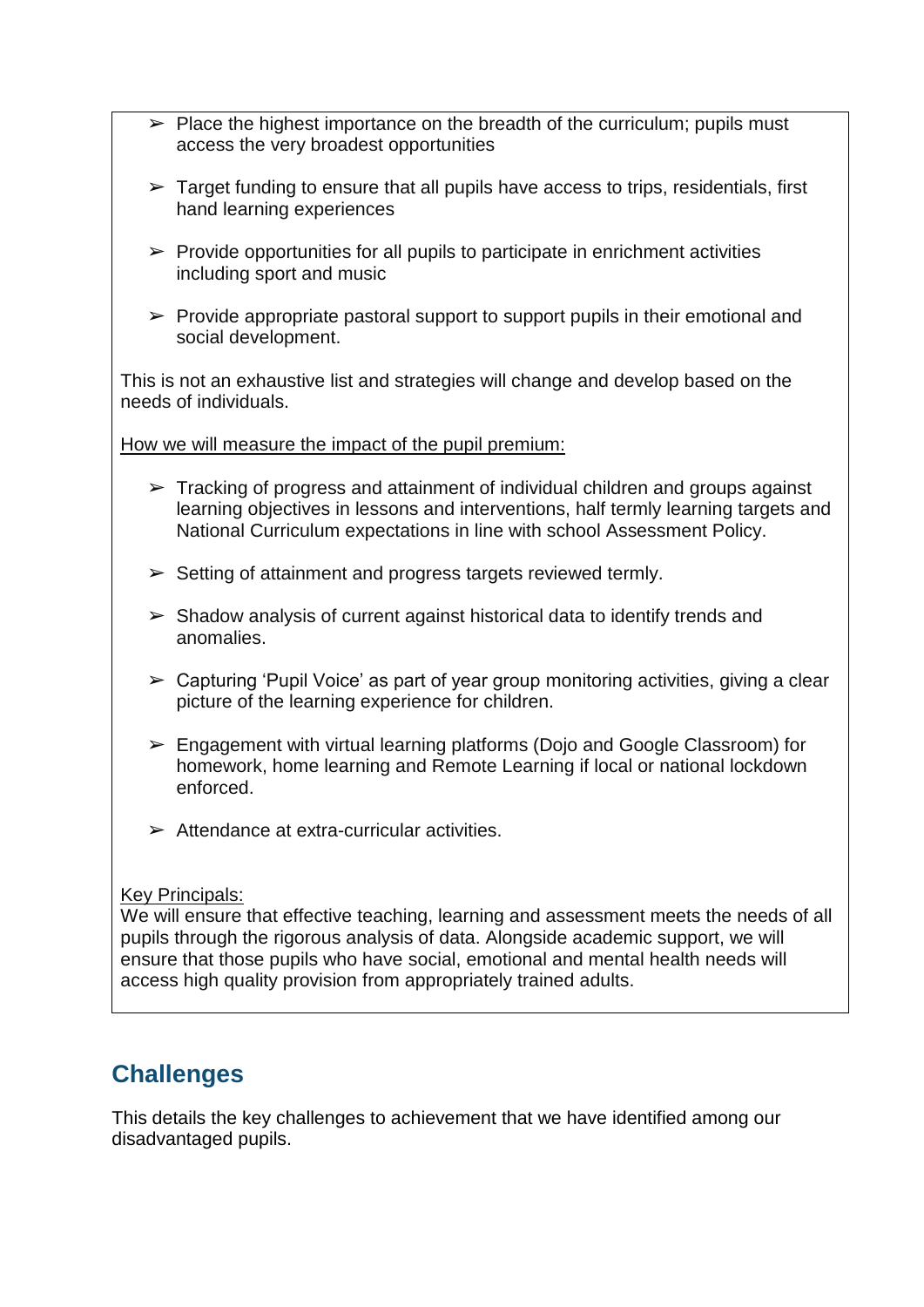- Place the highest importance on the breadth of the curriculum; pupils must access the very broadest opportunities
- Target funding to ensure that all pupils have access to trips, residentials, first hand learning experiences
- Provide opportunities for all pupils to participate in enrichment activities including sport and music
- Provide appropriate pastoral support to support pupils in their emotional and social development.

This is not an exhaustive list and strategies will change and develop based on the needs of individuals.

How we will measure the impact of the pupil premium:

- Tracking of progress and attainment of individual children and groups against learning objectives in lessons and interventions, half termly learning targets and National Curriculum expectations in line with school Assessment Policy.
- Setting of attainment and progress targets reviewed termly.
- Shadow analysis of current against historical data to identify trends and anomalies.
- Capturing 'Pupil Voice' as part of year group monitoring activities, giving a clear picture of the learning experience for children.
- Engagement with virtual learning platforms (Dojo and Google Classroom) for homework, home learning and Remote Learning if local or national lockdown enforced.
- Attendance at extra-curricular activities.

Key Principals:
We will ensure that effective teaching, learning and assessment meets the needs of all pupils through the rigorous analysis of data. Alongside academic support, we will ensure that those pupils who have social, emotional and mental health needs will access high quality provision from appropriately trained adults.

## Challenges

This details the key challenges to achievement that we have identified among our disadvantaged pupils.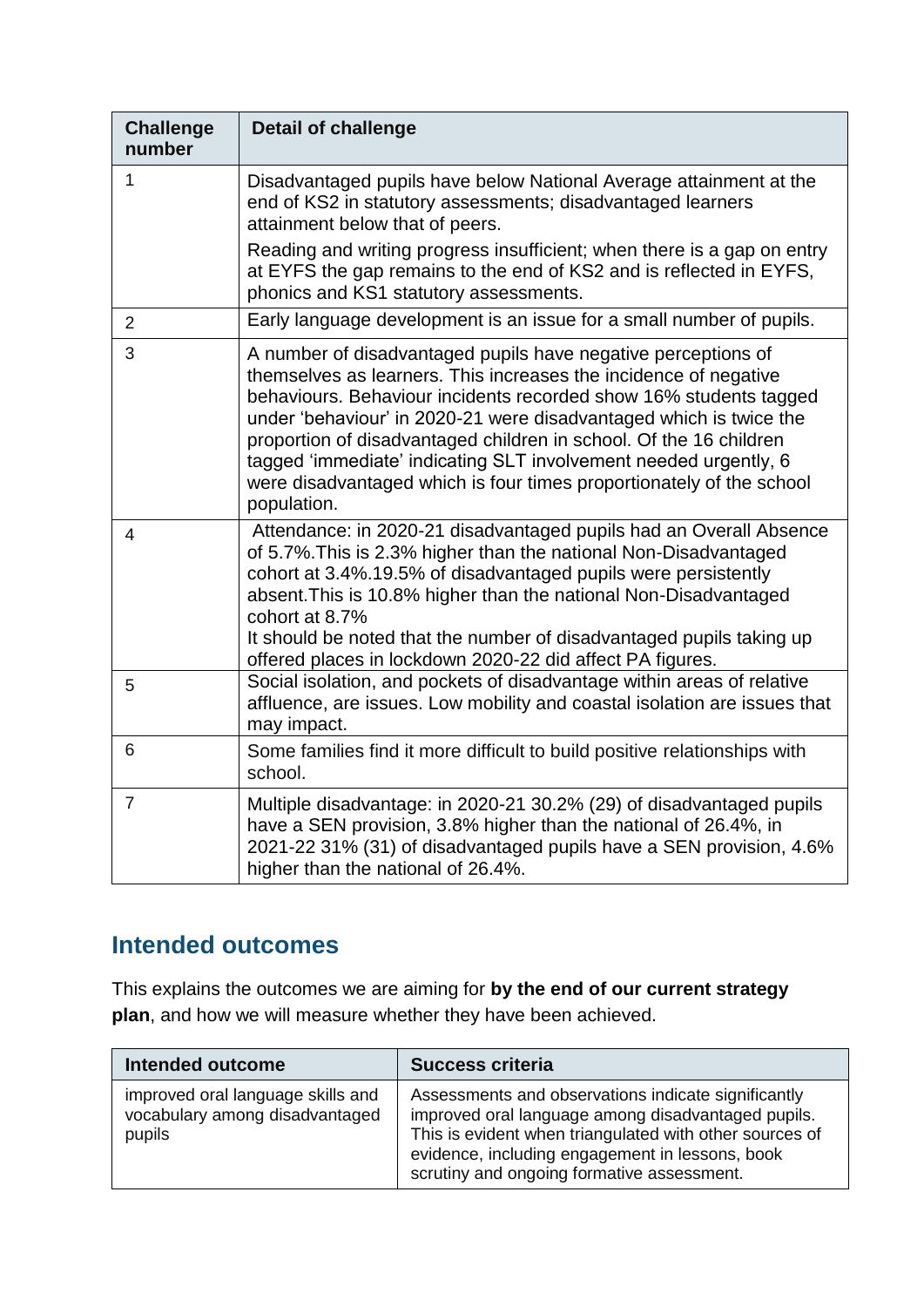| Challenge number | Detail of challenge |
| --- | --- |
| 1 | Disadvantaged pupils have below National Average attainment at the end of KS2 in statutory assessments; disadvantaged learners attainment below that of peers.<br>Reading and writing progress insufficient; when there is a gap on entry at EYFS the gap remains to the end of KS2 and is reflected in EYFS, phonics and KS1 statutory assessments. |
| 2 | Early language development is an issue for a small number of pupils. |
| 3 | A number of disadvantaged pupils have negative perceptions of themselves as learners. This increases the incidence of negative behaviours. Behaviour incidents recorded show 16% students tagged under 'behaviour' in 2020-21 were disadvantaged which is twice the proportion of disadvantaged children in school. Of the 16 children tagged 'immediate' indicating SLT involvement needed urgently, 6 were disadvantaged which is four times proportionately of the school population. |
| 4 | Attendance: in 2020-21 disadvantaged pupils had an Overall Absence of 5.7%.This is 2.3% higher than the national Non-Disadvantaged cohort at 3.4%.19.5% of disadvantaged pupils were persistently absent.This is 10.8% higher than the national Non-Disadvantaged cohort at 8.7%<br>It should be noted that the number of disadvantaged pupils taking up offered places in lockdown 2020-22 did affect PA figures. |
| 5 | Social isolation, and pockets of disadvantage within areas of relative affluence, are issues. Low mobility and coastal isolation are issues that may impact. |
| 6 | Some families find it more difficult to build positive relationships with school. |
| 7 | Multiple disadvantage: in 2020-21 30.2% (29) of disadvantaged pupils have a SEN provision, 3.8% higher than the national of 26.4%, in 2021-22 31% (31) of disadvantaged pupils have a SEN provision, 4.6% higher than the national of 26.4%. |

## Intended outcomes

This explains the outcomes we are aiming for **by the end of our current strategy plan**, and how we will measure whether they have been achieved.

| Intended outcome | Success criteria |
| --- | --- |
| improved oral language skills and vocabulary among disadvantaged pupils | Assessments and observations indicate significantly improved oral language among disadvantaged pupils. This is evident when triangulated with other sources of evidence, including engagement in lessons, book scrutiny and ongoing formative assessment. |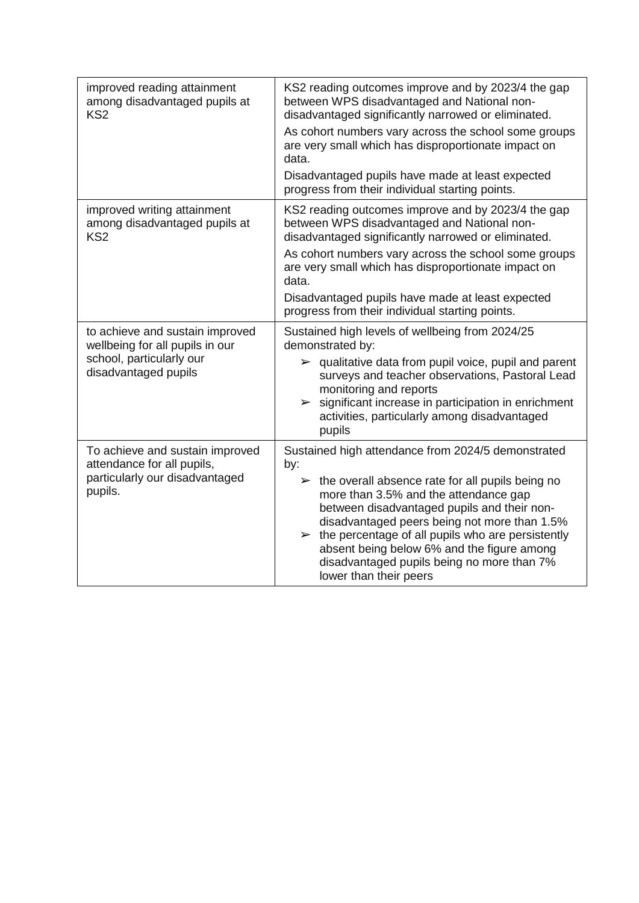| | |
|---|---|
| improved reading attainment among disadvantaged pupils at KS2 | KS2 reading outcomes improve and by 2023/4 the gap between WPS disadvantaged and National non-disadvantaged significantly narrowed or eliminated.<br><br>As cohort numbers vary across the school some groups are very small which has disproportionate impact on data.<br><br>Disadvantaged pupils have made at least expected progress from their individual starting points. |
| improved writing attainment among disadvantaged pupils at KS2 | KS2 reading outcomes improve and by 2023/4 the gap between WPS disadvantaged and National non-disadvantaged significantly narrowed or eliminated.<br><br>As cohort numbers vary across the school some groups are very small which has disproportionate impact on data.<br><br>Disadvantaged pupils have made at least expected progress from their individual starting points. |
| to achieve and sustain improved wellbeing for all pupils in our school, particularly our disadvantaged pupils | Sustained high levels of wellbeing from 2024/25 demonstrated by:<br><br>➢ qualitative data from pupil voice, pupil and parent surveys and teacher observations, Pastoral Lead monitoring and reports<br>➢ significant increase in participation in enrichment activities, particularly among disadvantaged pupils |
| To achieve and sustain improved attendance for all pupils, particularly our disadvantaged pupils. | Sustained high attendance from 2024/5 demonstrated by:<br><br>➢ the overall absence rate for all pupils being no more than 3.5% and the attendance gap between disadvantaged pupils and their non-disadvantaged peers being not more than 1.5%<br>➢ the percentage of all pupils who are persistently absent being below 6% and the figure among disadvantaged pupils being no more than 7% lower than their peers |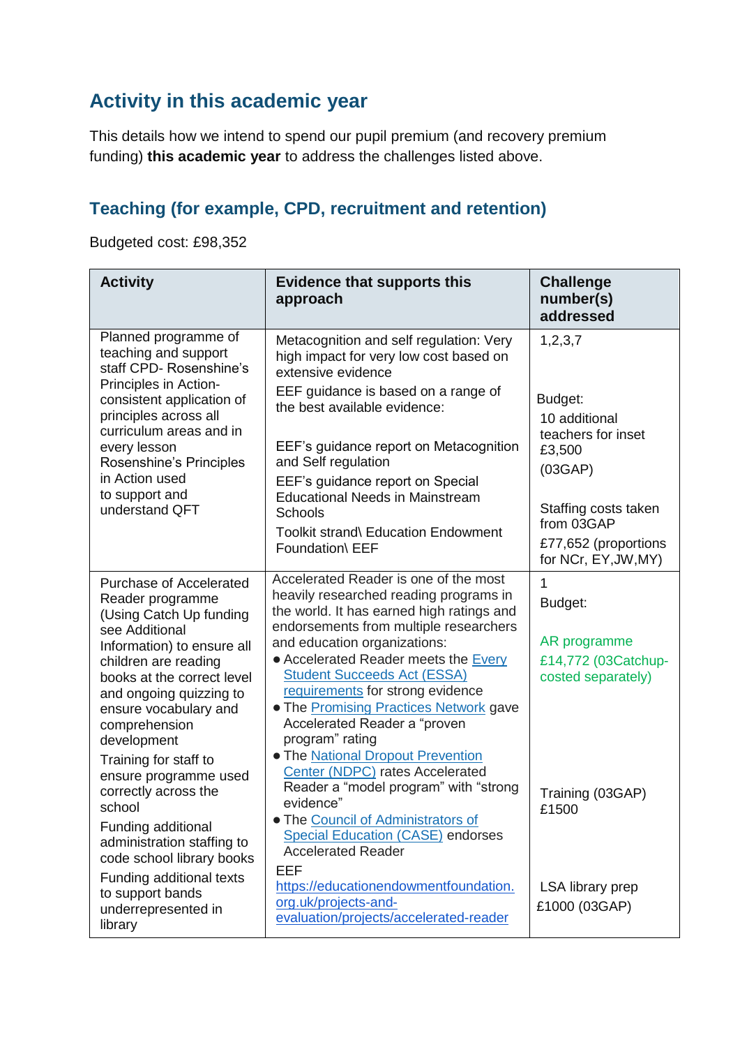## Activity in this academic year

This details how we intend to spend our pupil premium (and recovery premium funding) **this academic year** to address the challenges listed above.

### Teaching (for example, CPD, recruitment and retention)

Budgeted cost: £98,352

| Activity | Evidence that supports this approach | Challenge number(s) addressed |
|---|---|---|
| Planned programme of teaching and support staff CPD- Rosenshine's Principles in Action- consistent application of principles across all curriculum areas and in every lesson<br>Rosenshine's Principles in Action used to support and understand QFT | Metacognition and self regulation: Very high impact for very low cost based on extensive evidence<br>EEF guidance is based on a range of the best available evidence:<br><br>EEF's guidance report on Metacognition and Self regulation<br>EEF's guidance report on Special Educational Needs in Mainstream Schools<br>Toolkit strand\ Education Endowment Foundation\ EEF | 1,2,3,7<br><br>Budget:<br>10 additional teachers for inset £3,500<br>(03GAP)<br><br>Staffing costs taken from 03GAP<br>£77,652 (proportions for NCr, EY,JW,MY) |
| Purchase of Accelerated Reader programme (Using Catch Up funding see Additional Information) to ensure all children are reading books at the correct level and ongoing quizzing to ensure vocabulary and comprehension development<br>Training for staff to ensure programme used correctly across the school<br>Funding additional administration staffing to code school library books<br>Funding additional texts to support bands underrepresented in library | Accelerated Reader is one of the most heavily researched reading programs in the world. It has earned high ratings and endorsements from multiple researchers and education organizations:<br>• Accelerated Reader meets the Every Student Succeeds Act (ESSA) requirements for strong evidence<br>• The Promising Practices Network gave Accelerated Reader a "proven program" rating<br>• The National Dropout Prevention Center (NDPC) rates Accelerated Reader a "model program" with "strong evidence"<br>• The Council of Administrators of Special Education (CASE) endorses Accelerated Reader<br>EEF<br>https://educationendowmentfoundation.org.uk/projects-and-evaluation/projects/accelerated-reader | 1<br>Budget:<br><br>AR programme £14,772 (03Catchup- costed separately)<br><br>Training (03GAP) £1500<br><br>LSA library prep £1000 (03GAP) |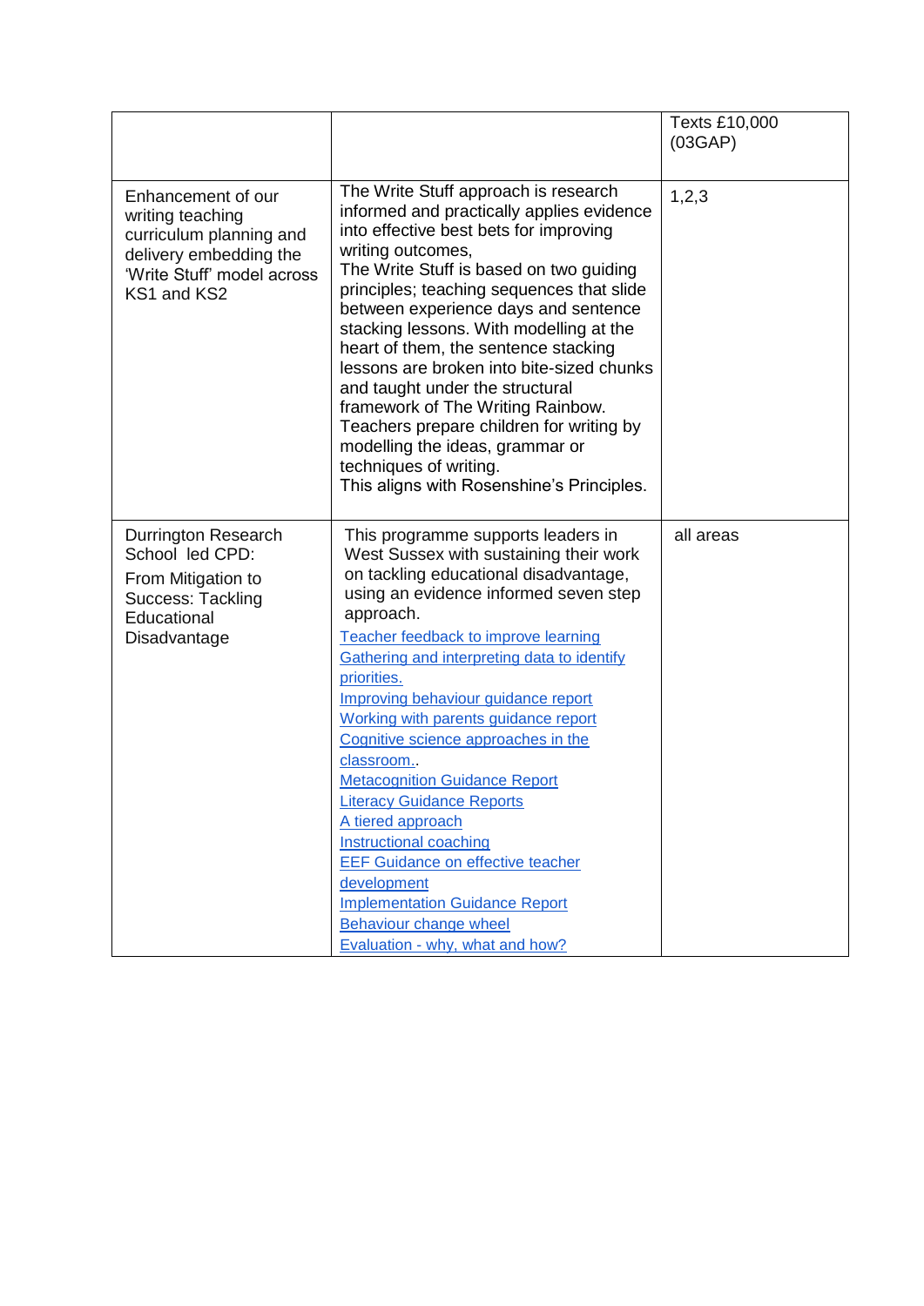| | | |
|---|---|---|
| | | Texts £10,000 (03GAP) |
| Enhancement of our writing teaching curriculum planning and delivery embedding the 'Write Stuff' model across KS1 and KS2 | The Write Stuff approach is research informed and practically applies evidence into effective best bets for improving writing outcomes,<br>The Write Stuff is based on two guiding principles; teaching sequences that slide between experience days and sentence stacking lessons. With modelling at the heart of them, the sentence stacking lessons are broken into bite-sized chunks and taught under the structural framework of The Writing Rainbow.<br>Teachers prepare children for writing by modelling the ideas, grammar or techniques of writing.<br>This aligns with Rosenshine's Principles. | 1,2,3 |
| Durrington Research School led CPD:<br>From Mitigation to Success: Tackling Educational Disadvantage | This programme supports leaders in West Sussex with sustaining their work on tackling educational disadvantage, using an evidence informed seven step approach.<br>Teacher feedback to improve learning<br>Gathering and interpreting data to identify priorities.<br>Improving behaviour guidance report<br>Working with parents guidance report<br>Cognitive science approaches in the classroom..<br>Metacognition Guidance Report<br>Literacy Guidance Reports<br>A tiered approach<br>Instructional coaching<br>EEF Guidance on effective teacher development<br>Implementation Guidance Report<br>Behaviour change wheel<br>Evaluation - why, what and how? | all areas |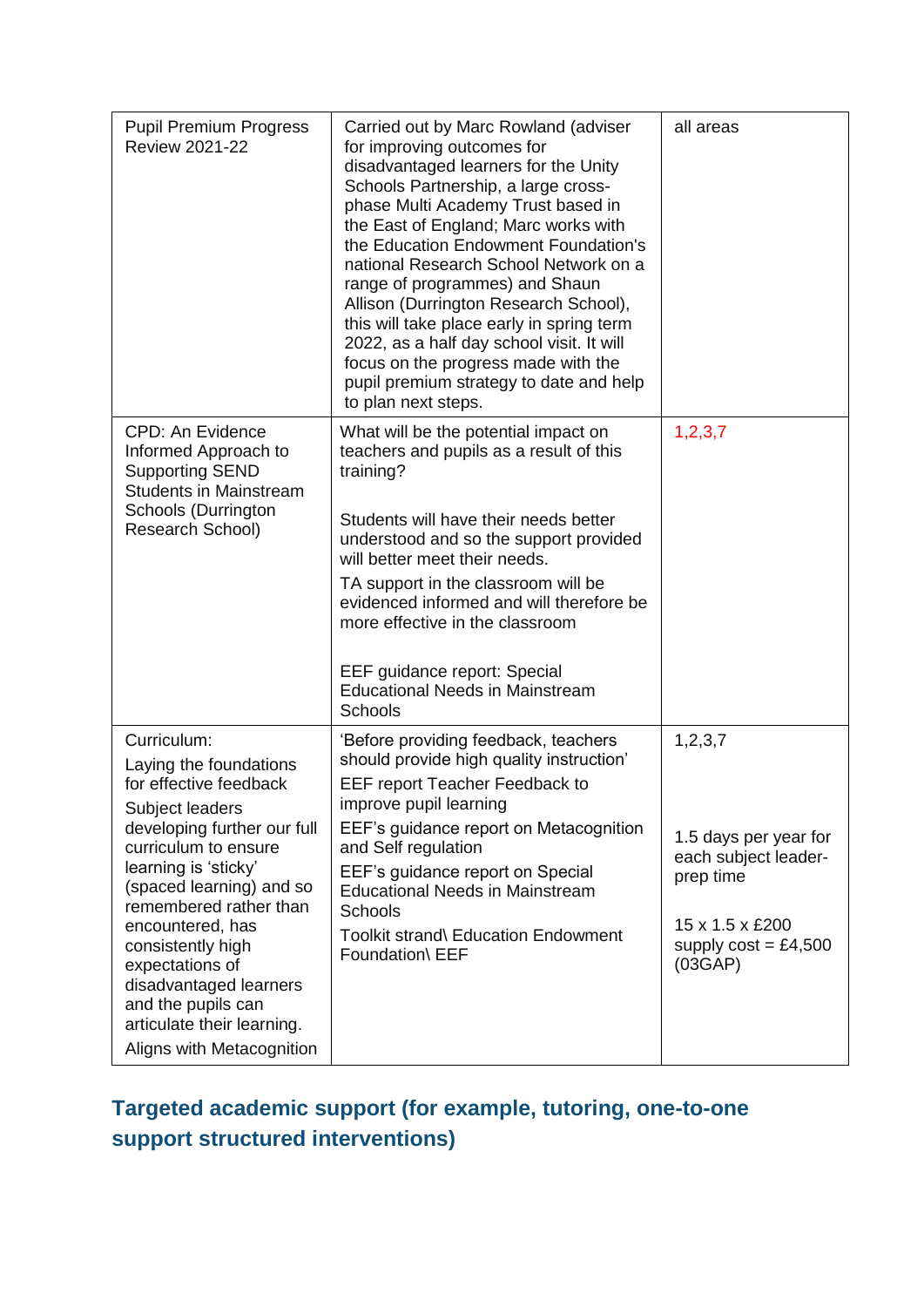| | | |
|---|---|---|
| Pupil Premium Progress Review 2021-22 | Carried out by Marc Rowland (adviser for improving outcomes for disadvantaged learners for the Unity Schools Partnership, a large cross-phase Multi Academy Trust based in the East of England; Marc works with the Education Endowment Foundation's national Research School Network on a range of programmes) and Shaun Allison (Durrington Research School), this will take place early in spring term 2022, as a half day school visit. It will focus on the progress made with the pupil premium strategy to date and help to plan next steps. | all areas |
| CPD: An Evidence Informed Approach to Supporting SEND Students in Mainstream Schools (Durrington Research School) | What will be the potential impact on teachers and pupils as a result of this training?<br><br>Students will have their needs better understood and so the support provided will better meet their needs.<br>TA support in the classroom will be evidenced informed and will therefore be more effective in the classroom<br><br>EEF guidance report: Special Educational Needs in Mainstream Schools | 1,2,3,7 |
| Curriculum:<br>Laying the foundations for effective feedback<br>Subject leaders developing further our full curriculum to ensure learning is 'sticky' (spaced learning) and so remembered rather than encountered, has consistently high expectations of disadvantaged learners and the pupils can articulate their learning.<br>Aligns with Metacognition | 'Before providing feedback, teachers should provide high quality instruction'<br>EEF report Teacher Feedback to improve pupil learning<br>EEF's guidance report on Metacognition and Self regulation<br>EEF's guidance report on Special Educational Needs in Mainstream Schools<br>Toolkit strand\ Education Endowment Foundation\ EEF | 1,2,3,7<br><br>1.5 days per year for each subject leader-prep time<br><br>15 x 1.5 x £200 supply cost = £4,500 (03GAP) |

## Targeted academic support (for example, tutoring, one-to-one support structured interventions)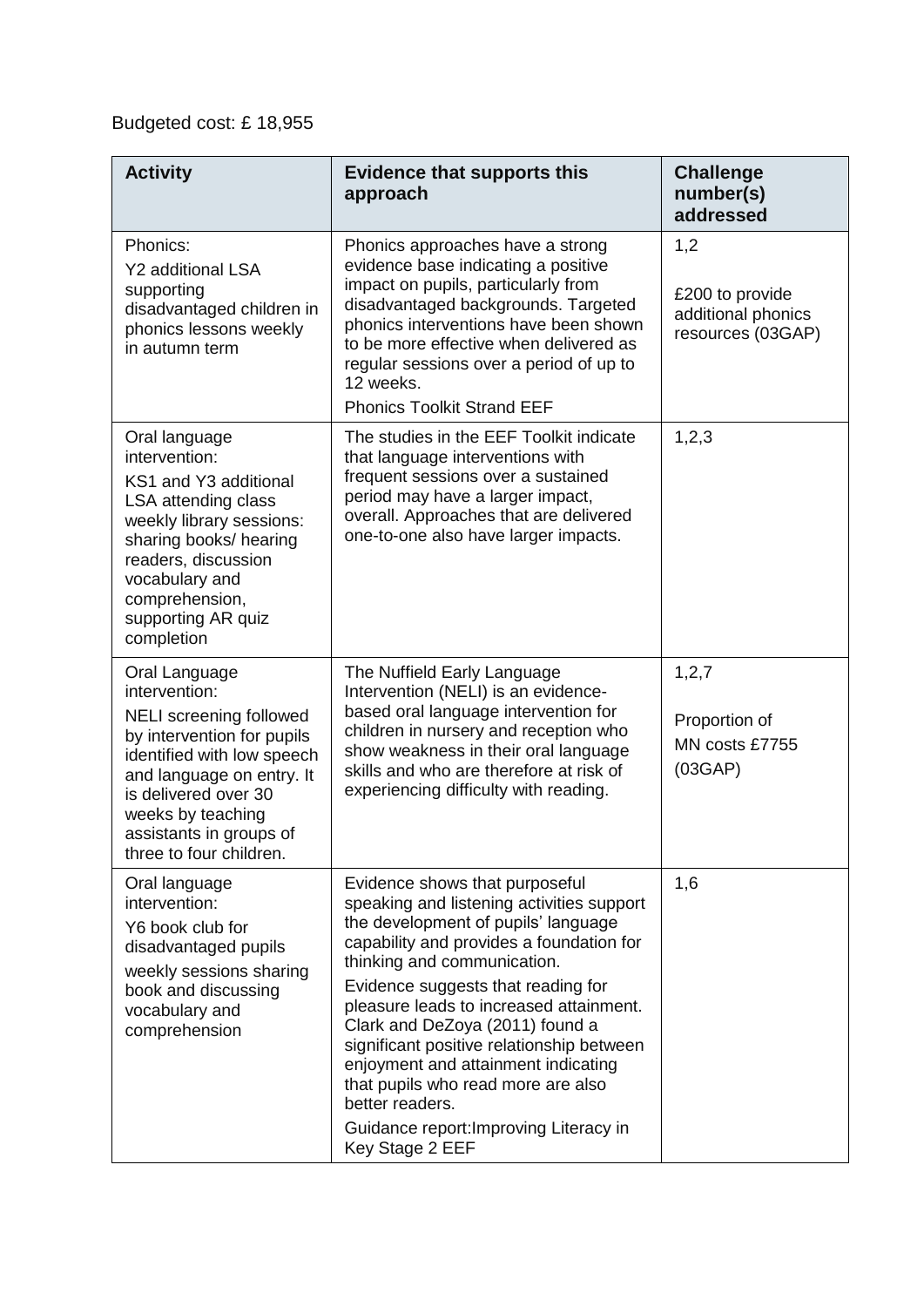Budgeted cost: £ 18,955

| Activity | Evidence that supports this approach | Challenge number(s) addressed |
|---|---|---|
| Phonics:<br>Y2 additional LSA supporting disadvantaged children in phonics lessons weekly in autumn term | Phonics approaches have a strong evidence base indicating a positive impact on pupils, particularly from disadvantaged backgrounds. Targeted phonics interventions have been shown to be more effective when delivered as regular sessions over a period of up to 12 weeks.<br>Phonics Toolkit Strand EEF | 1,2<br><br>£200 to provide additional phonics resources (03GAP) |
| Oral language intervention:<br>KS1 and Y3 additional LSA attending class weekly library sessions: sharing books/ hearing readers, discussion vocabulary and comprehension, supporting AR quiz completion | The studies in the EEF Toolkit indicate that language interventions with frequent sessions over a sustained period may have a larger impact, overall. Approaches that are delivered one-to-one also have larger impacts. | 1,2,3 |
| Oral Language intervention:<br>NELI screening followed by intervention for pupils identified with low speech and language on entry. It is delivered over 30 weeks by teaching assistants in groups of three to four children. | The Nuffield Early Language Intervention (NELI) is an evidence-based oral language intervention for children in nursery and reception who show weakness in their oral language skills and who are therefore at risk of experiencing difficulty with reading. | 1,2,7<br><br>Proportion of MN costs £7755 (03GAP) |
| Oral language intervention:<br>Y6 book club for disadvantaged pupils weekly sessions sharing book and discussing vocabulary and comprehension | Evidence shows that purposeful speaking and listening activities support the development of pupils' language capability and provides a foundation for thinking and communication.<br>Evidence suggests that reading for pleasure leads to increased attainment. Clark and DeZoya (2011) found a significant positive relationship between enjoyment and attainment indicating that pupils who read more are also better readers.<br>Guidance report:Improving Literacy in Key Stage 2 EEF | 1,6 |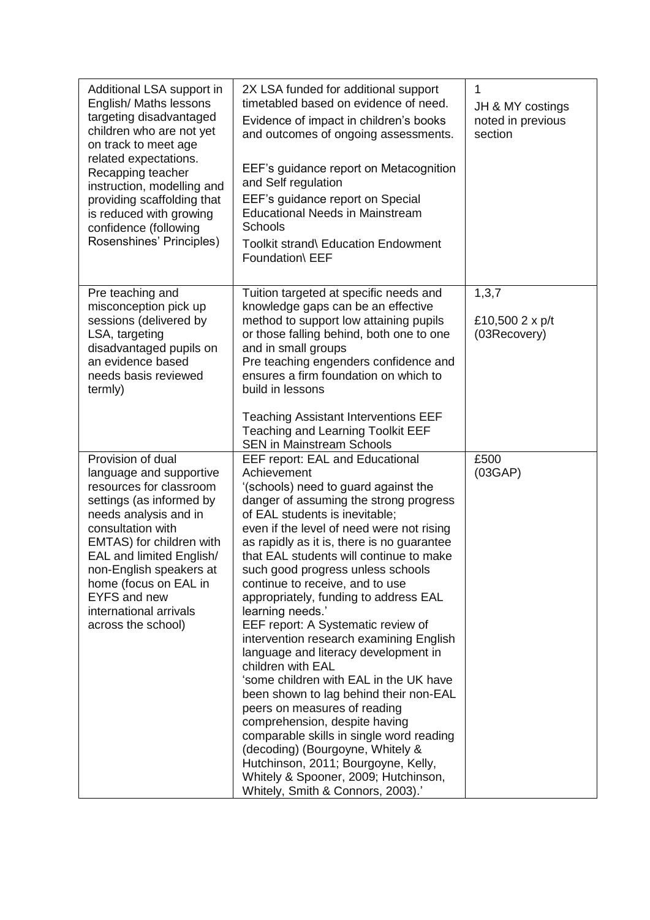| | | |
|---|---|---|
| Additional LSA support in English/ Maths lessons targeting disadvantaged children who are not yet on track to meet age related expectations. Recapping teacher instruction, modelling and providing scaffolding that is reduced with growing confidence (following Rosenshines' Principles) | 2X LSA funded for additional support timetabled based on evidence of need.<br>Evidence of impact in children's books and outcomes of ongoing assessments.<br><br>EEF's guidance report on Metacognition and Self regulation<br>EEF's guidance report on Special Educational Needs in Mainstream Schools<br>Toolkit strand\ Education Endowment Foundation\ EEF | 1<br>JH & MY costings noted in previous section |
| Pre teaching and misconception pick up sessions (delivered by LSA, targeting disadvantaged pupils on an evidence based needs basis reviewed termly) | Tuition targeted at specific needs and knowledge gaps can be an effective method to support low attaining pupils or those falling behind, both one to one and in small groups<br>Pre teaching engenders confidence and ensures a firm foundation on which to build in lessons<br><br>Teaching Assistant Interventions EEF<br>Teaching and Learning Toolkit EEF<br>SEN in Mainstream Schools | 1,3,7<br>£10,500 2 x p/t (03Recovery) |
| Provision of dual language and supportive resources for classroom settings (as informed by needs analysis and in consultation with EMTAS) for children with EAL and limited English/ non-English speakers at home (focus on EAL in EYFS and new international arrivals across the school) | EEF report: EAL and Educational Achievement<br>'(schools) need to guard against the danger of assuming the strong progress of EAL students is inevitable; even if the level of need were not rising as rapidly as it is, there is no guarantee that EAL students will continue to make such good progress unless schools continue to receive, and to use appropriately, funding to address EAL learning needs.'<br>EEF report: A Systematic review of intervention research examining English language and literacy development in children with EAL<br>'some children with EAL in the UK have been shown to lag behind their non-EAL peers on measures of reading comprehension, despite having comparable skills in single word reading (decoding) (Bourgoyne, Whitely & Hutchinson, 2011; Bourgoyne, Kelly, Whitely & Spooner, 2009; Hutchinson, Whitely, Smith & Connors, 2003).' | £500<br>(03GAP) |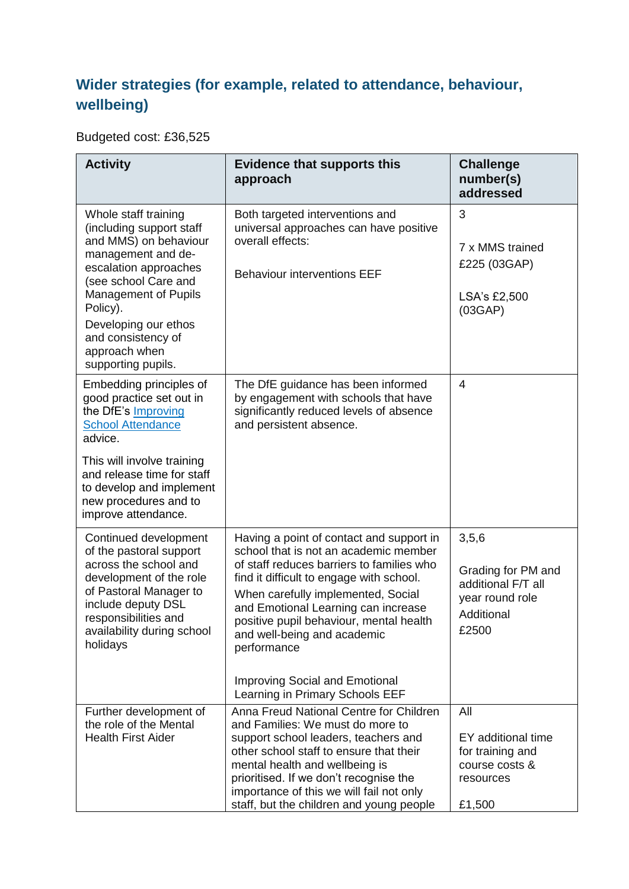### Wider strategies (for example, related to attendance, behaviour, wellbeing)

Budgeted cost: £36,525

| Activity | Evidence that supports this approach | Challenge number(s) addressed |
|---|---|---|
| Whole staff training (including support staff and MMS) on behaviour management and de-escalation approaches (see school Care and Management of Pupils Policy).<br><br>Developing our ethos and consistency of approach when supporting pupils. | Both targeted interventions and universal approaches can have positive overall effects:<br><br>Behaviour interventions EEF | 3<br><br>7 x MMS trained £225 (03GAP)<br><br>LSA's £2,500 (03GAP) |
| Embedding principles of good practice set out in the DfE's [Improving School Attendance](#) advice.<br><br>This will involve training and release time for staff to develop and implement new procedures and to improve attendance. | The DfE guidance has been informed by engagement with schools that have significantly reduced levels of absence and persistent absence. | 4 |
| Continued development of the pastoral support across the school and development of the role of Pastoral Manager to include deputy DSL responsibilities and availability during school holidays | Having a point of contact and support in school that is not an academic member of staff reduces barriers to families who find it difficult to engage with school.<br><br>When carefully implemented, Social and Emotional Learning can increase positive pupil behaviour, mental health and well-being and academic performance<br><br>Improving Social and Emotional Learning in Primary Schools EEF | 3,5,6<br><br>Grading for PM and additional F/T all year round role<br><br>Additional £2500 |
| Further development of the role of the Mental Health First Aider | Anna Freud National Centre for Children and Families: We must do more to support school leaders, teachers and other school staff to ensure that their mental health and wellbeing is prioritised. If we don't recognise the importance of this we will fail not only staff, but the children and young people | All<br><br>EY additional time for training and course costs & resources<br><br>£1,500 |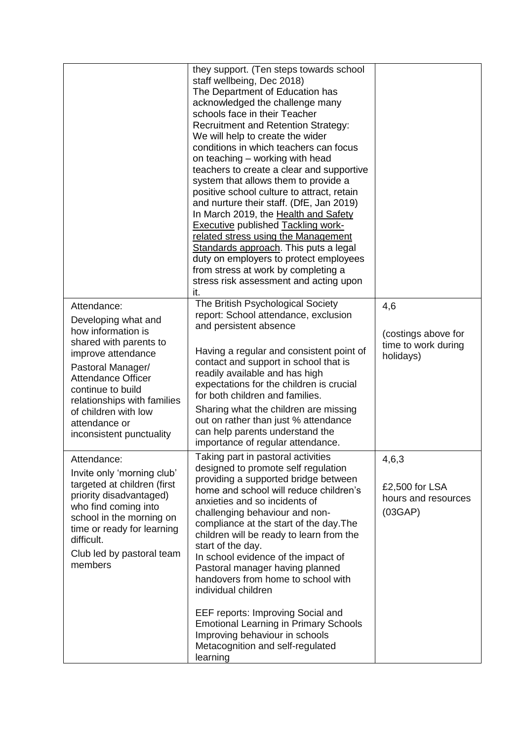| | | |
|---|---|---|
| | they support. (Ten steps towards school staff wellbeing, Dec 2018)<br>The Department of Education has acknowledged the challenge many schools face in their Teacher Recruitment and Retention Strategy:<br>We will help to create the wider conditions in which teachers can focus on teaching – working with head teachers to create a clear and supportive system that allows them to provide a positive school culture to attract, retain and nurture their staff. (DfE, Jan 2019)<br>In March 2019, the Health and Safety Executive published Tackling work-related stress using the Management Standards approach. This puts a legal duty on employers to protect employees from stress at work by completing a stress risk assessment and acting upon it. | |
| Attendance:<br>Developing what and how information is shared with parents to improve attendance<br>Pastoral Manager/ Attendance Officer continue to build relationships with families of children with low attendance or inconsistent punctuality | The British Psychological Society report: School attendance, exclusion and persistent absence<br><br>Having a regular and consistent point of contact and support in school that is readily available and has high expectations for the children is crucial for both children and families.<br>Sharing what the children are missing out on rather than just % attendance can help parents understand the importance of regular attendance. | 4,6<br><br>(costings above for time to work during holidays) |
| Attendance:<br>Invite only 'morning club' targeted at children (first priority disadvantaged) who find coming into school in the morning on time or ready for learning difficult.<br>Club led by pastoral team members | Taking part in pastoral activities designed to promote self regulation providing a supported bridge between home and school will reduce children's anxieties and so incidents of challenging behaviour and non-compliance at the start of the day.The children will be ready to learn from the start of the day.<br>In school evidence of the impact of Pastoral manager having planned handovers from home to school with individual children<br><br>EEF reports: Improving Social and Emotional Learning in Primary Schools<br>Improving behaviour in schools<br>Metacognition and self-regulated learning | 4,6,3<br><br>£2,500 for LSA hours and resources (03GAP) |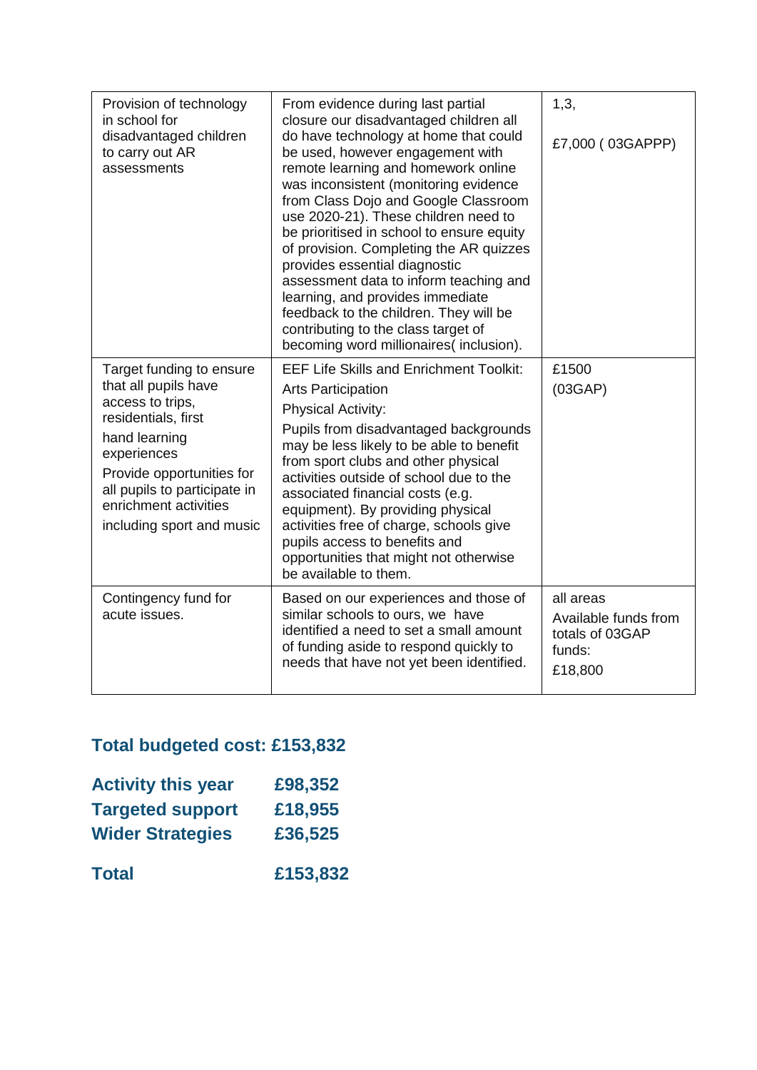| | | |
|---|---|---|
| Provision of technology in school for disadvantaged children to carry out AR assessments | From evidence during last partial closure our disadvantaged children all do have technology at home that could be used, however engagement with remote learning and homework online was inconsistent (monitoring evidence from Class Dojo and Google Classroom use 2020-21). These children need to be prioritised in school to ensure equity of provision. Completing the AR quizzes provides essential diagnostic assessment data to inform teaching and learning, and provides immediate feedback to the children. They will be contributing to the class target of becoming word millionaires( inclusion). | 1,3,<br><br>£7,000 ( 03GAPPP) |
| Target funding to ensure that all pupils have access to trips, residentials, first hand learning experiences<br>Provide opportunities for all pupils to participate in enrichment activities including sport and music | EEF Life Skills and Enrichment Toolkit:<br>Arts Participation<br>Physical Activity:<br>Pupils from disadvantaged backgrounds may be less likely to be able to benefit from sport clubs and other physical activities outside of school due to the associated financial costs (e.g. equipment). By providing physical activities free of charge, schools give pupils access to benefits and opportunities that might not otherwise be available to them. | £1500<br>(03GAP) |
| Contingency fund for acute issues. | Based on our experiences and those of similar schools to ours, we have identified a need to set a small amount of funding aside to respond quickly to needs that have not yet been identified. | all areas<br>Available funds from totals of 03GAP funds:<br>£18,800 |

## Total budgeted cost: £153,832

| | |
|---|---|
| **Activity this year** | **£98,352** |
| **Targeted support** | **£18,955** |
| **Wider Strategies** | **£36,525** |
| **Total** | **£153,832** |